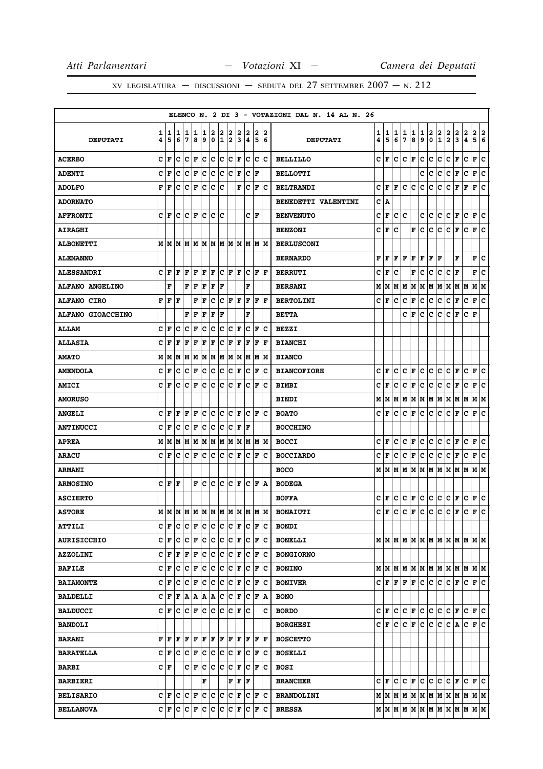ELENCO N. 2 DI 3 - VOTAZIONI DAL N. 14 AL N. 26

| DEPUTATI | 14 | 15 | 16 | 17 | 18 | 19 | 20 | 21 | 22 | 23 | 24 | 25 | 26 | DEPUTATI | 14 | 15 | 16 | 17 | 18 | 19 | 20 | 21 | 22 | 23 | 24 | 25 | 26 |
|---|---|---|---|---|---|---|---|---|---|---|---|---|---|---|---|---|---|---|---|---|---|---|---|---|---|---|---|
| ACERBO | C | F | C | C | F | C | C | C | C | F | C | C | C | BELLILLO | C | F | C | C | F | C | C | C | C | F | C | F | C |
| ADENTI | C | F | C | C | F | C | C | C | C | F | C | F | | BELLOTTI | | | | | | C | C | C | C | F | C | F | C |
| ADOLFO | F | F | C | C | F | C | C | C | | F | C | F | C | BELTRANDI | C | F | F | C | C | C | C | C | C | F | F | F | C |
| ADORNATO | | | | | | | | | | | | | | BENEDETTI VALENTINI | C | A | | | | | | | | | | | |
| AFFRONTI | C | F | C | C | F | C | C | C | | | C | F | | BENVENUTO | C | F | C | C | | C | C | C | C | F | C | F | C |
| AIRAGHI | | | | | | | | | | | | | | BENZONI | C | F | C | | F | C | C | C | C | F | C | F | C |
| ALBONETTI | M | M | M | M | M | M | M | M | M | M | M | M | M | BERLUSCONI | | | | | | | | | | | | | |
| ALEMANNO | | | | | | | | | | | | | | BERNARDO | F | F | F | F | F | F | F | F | | F | | F | C |
| ALESSANDRI | C | F | F | F | F | F | F | C | F | F | C | F | F | BERRUTI | C | F | C | | F | C | C | C | C | F | | F | C |
| ALFANO ANGELINO | | F | | F | F | F | F | F | | | F | | | BERSANI | M | M | M | M | M | M | M | M | M | M | M | M | M |
| ALFANO CIRO | F | F | F | | F | F | C | C | F | F | F | F | F | BERTOLINI | C | F | C | C | F | C | C | C | C | F | C | F | C |
| ALFANO GIOACCHINO | | | | F | F | F | F | F | | | F | | | BETTA | | | | C | F | C | C | C | C | F | C | F | |
| ALLAM | C | F | C | C | F | C | C | C | C | F | C | F | C | BEZZI | | | | | | | | | | | | | |
| ALLASIA | C | F | F | F | F | F | F | C | F | F | F | F | F | BIANCHI | | | | | | | | | | | | | |
| AMATO | M | M | M | M | M | M | M | M | M | M | M | M | M | BIANCO | | | | | | | | | | | | | |
| AMENDOLA | C | F | C | C | F | C | C | C | C | F | C | F | C | BIANCOFIORE | C | F | C | C | F | C | C | C | C | F | C | F | C |
| AMICI | C | F | C | C | F | C | C | C | C | F | C | F | C | BIMBI | C | F | C | C | F | C | C | C | C | F | C | F | C |
| AMORUSO | | | | | | | | | | | | | | BINDI | M | M | M | M | M | M | M | M | M | M | M | M | M |
| ANGELI | C | F | F | F | F | C | C | C | C | F | C | F | C | BOATO | C | F | C | C | F | C | C | C | C | F | C | F | C |
| ANTINUCCI | C | F | C | C | F | C | C | C | C | F | F | | | BOCCHINO | | | | | | | | | | | | | |
| APREA | M | M | M | M | M | M | M | M | M | M | M | M | M | BOCCI | C | F | C | C | F | C | C | C | C | F | C | F | C |
| ARACU | C | F | C | C | F | C | C | C | C | F | C | F | C | BOCCIARDO | C | F | C | C | F | C | C | C | C | F | C | F | C |
| ARMANI | | | | | | | | | | | | | | BOCO | M | M | M | M | M | M | M | M | M | M | M | M | M |
| ARMOSINO | C | F | F | | F | C | C | C | C | F | C | F | A | BODEGA | | | | | | | | | | | | | |
| ASCIERTO | | | | | | | | | | | | | | BOFFA | C | F | C | C | F | C | C | C | C | F | C | F | C |
| ASTORE | M | M | M | M | M | M | M | M | M | M | M | M | M | BONAIUTI | C | F | C | C | F | C | C | C | C | F | C | F | C |
| ATTILI | C | F | C | C | F | C | C | C | C | F | C | F | C | BONDI | | | | | | | | | | | | | |
| AURISICCHIO | C | F | C | C | F | C | C | C | C | F | C | F | C | BONELLI | M | M | M | M | M | M | M | M | M | M | M | M | M |
| AZZOLINI | C | F | F | F | F | C | C | C | C | F | C | F | C | BONGIORNO | | | | | | | | | | | | | |
| BAFILE | C | F | C | C | F | C | C | C | C | F | C | F | C | BONINO | M | M | M | M | M | M | M | M | M | M | M | M | M |
| BAIAMONTE | C | F | C | C | F | C | C | C | C | F | C | F | C | BONIVER | C | F | F | F | F | C | C | C | C | F | C | F | C |
| BALDELLI | C | F | F | A | A | A | A | C | C | F | C | F | A | BONO | | | | | | | | | | | | | |
| BALDUCCI | C | F | C | C | F | C | C | C | C | F | C | | C | BORDO | C | F | C | C | F | C | C | C | C | F | C | F | C |
| BANDOLI | | | | | | | | | | | | | | BORGHESI | C | F | C | C | F | C | C | C | C | A | C | F | C |
| BARANI | F | F | F | F | F | F | F | F | F | F | F | F | F | BOSCETTO | | | | | | | | | | | | | |
| BARATELLA | C | F | C | C | F | C | C | C | C | F | C | F | C | BOSELLI | | | | | | | | | | | | | |
| BARBI | C | F | | C | F | C | C | C | C | F | C | F | C | BOSI | | | | | | | | | | | | | |
| BARBIERI | | | | | | F | | | F | F | F | | | BRANCHER | C | F | C | C | F | C | C | C | C | F | C | F | C |
| BELISARIO | C | F | C | C | F | C | C | C | C | F | C | F | C | BRANDOLINI | M | M | M | M | M | M | M | M | M | M | M | M | M |
| BELLANOVA | C | F | C | C | F | C | C | C | C | F | C | F | C | BRESSA | M | M | M | M | M | M | M | M | M | M | M | M | M |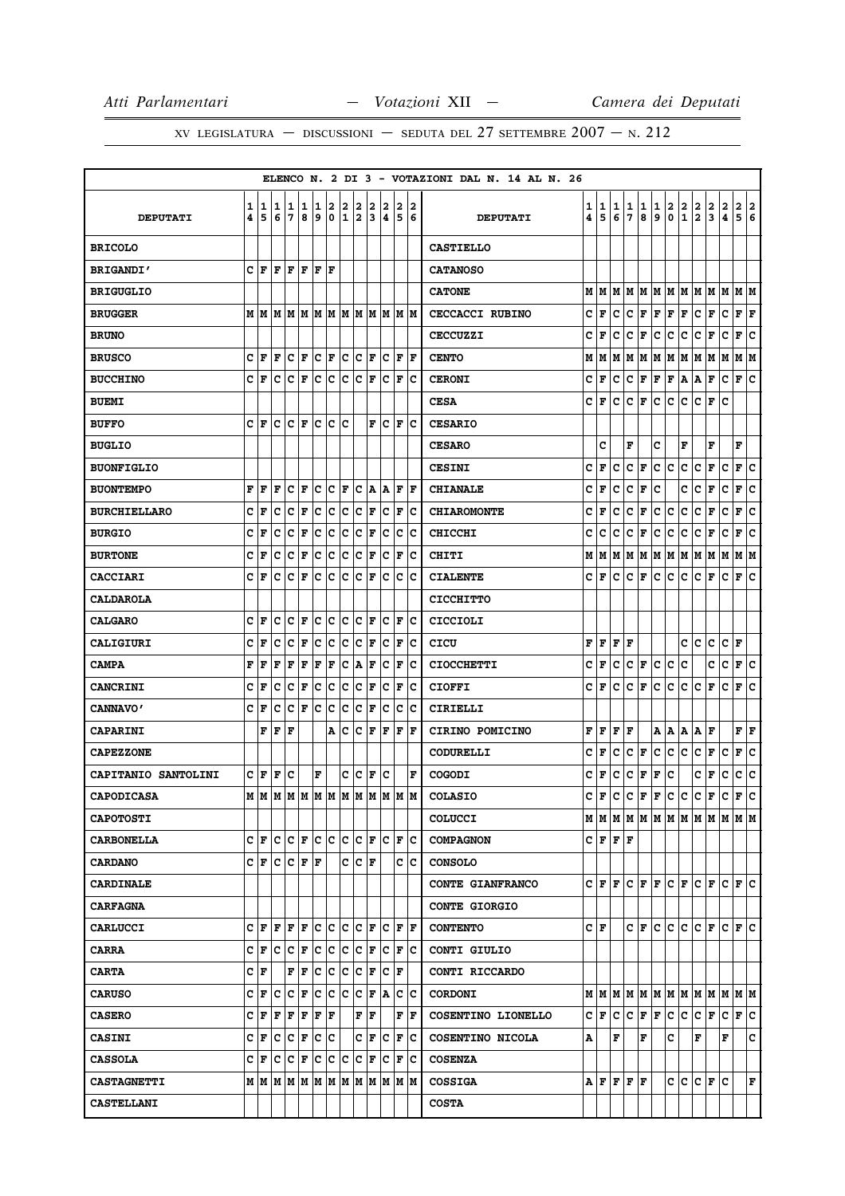ELENCO N. 2 DI 3 - VOTAZIONI DAL N. 14 AL N. 26

| DEPUTATI | 14 | 15 | 16 | 17 | 18 | 19 | 20 | 21 | 22 | 23 | 24 | 25 | 26 | DEPUTATI | 14 | 15 | 16 | 17 | 18 | 19 | 20 | 21 | 22 | 23 | 24 | 25 | 26 |
|---|---|---|---|---|---|---|---|---|---|---|---|---|---|---|---|---|---|---|---|---|---|---|---|---|---|---|---|
| BRICOLO | | | | | | | | | | | | | | CASTIELLO | | | | | | | | | | | | | |
| BRIGANDI' | C | F | F | F | F | F | F | | | | | | | CATANOSO | | | | | | | | | | | | | |
| BRIGUGLIO | | | | | | | | | | | | | | CATONE | M | M | M | M | M | M | M | M | M | M | M | M | M |
| BRUGGER | M | M | M | M | M | M | M | M | M | M | M | M | M | CECCACCI RUBINO | C | F | C | C | F | F | F | F | C | F | C | F | F |
| BRUNO | | | | | | | | | | | | | | CECCUZZI | C | F | C | C | F | C | C | C | C | F | C | F | C |
| BRUSCO | C | F | F | C | F | C | F | C | C | F | C | F | F | CENTO | M | M | M | M | M | M | M | M | M | M | M | M | M |
| BUCCHINO | C | F | C | C | F | C | C | C | C | F | C | F | C | CERONI | C | F | C | C | F | F | F | A | A | F | C | F | C |
| BUEMI | | | | | | | | | | | | | | CESA | C | F | C | C | F | C | C | C | C | F | C | | |
| BUFFO | C | F | C | C | F | C | C | C | | F | C | F | C | CESARIO | | | | | | | | | | | | | |
| BUGLIO | | | | | | | | | | | | | | CESARO | | C | | | F | | C | | F | | F | | F |
| BUONFIGLIO | | | | | | | | | | | | | | CESINI | C | F | C | C | F | C | C | C | C | F | C | F | C |
| BUONTEMPO | F | F | F | C | F | C | C | F | C | A | A | F | F | CHIANALE | C | F | C | C | F | C | | C | C | F | C | F | C |
| BURCHIELLARO | C | F | C | C | F | C | C | C | C | F | C | F | C | CHIAROMONTE | C | F | C | C | F | C | C | C | C | F | C | F | C |
| BURGIO | C | F | C | C | F | C | C | C | C | F | C | C | C | CHICCHI | C | C | C | C | F | C | C | C | C | F | C | F | C |
| BURTONE | C | F | C | C | F | C | C | C | C | F | C | F | C | CHITI | M | M | M | M | M | M | M | M | M | M | M | M | M |
| CACCIARI | C | F | C | C | F | C | C | C | C | F | C | C | C | CIALENTE | C | F | C | C | F | C | C | C | C | F | C | F | C |
| CALDAROLA | | | | | | | | | | | | | | CICCHITTO | | | | | | | | | | | | | |
| CALGARO | C | F | C | C | F | C | C | C | C | F | C | F | C | CICCIOLI | | | | | | | | | | | | | |
| CALIGIURI | C | F | C | C | F | C | C | C | C | F | C | F | C | CICU | F | F | F | F | | | | C | C | C | C | F | |
| CAMPA | F | F | F | F | F | F | F | C | A | F | C | F | C | CIOCCHETTI | C | F | C | C | F | C | C | C | | C | C | F | C |
| CANCRINI | C | F | C | C | F | C | C | C | C | F | C | F | C | CIOFFI | C | F | C | C | F | C | C | C | C | F | C | F | C |
| CANNAVO' | C | F | C | C | F | C | C | C | C | F | C | C | C | CIRIELLI | | | | | | | | | | | | | |
| CAPARINI | | F | F | F | | | A | C | C | F | F | F | F | CIRINO POMICINO | F | F | F | F | | A | A | A | A | F | | F | F |
| CAPEZZONE | | | | | | | | | | | | | | CODURELLI | C | F | C | C | F | C | C | C | C | F | C | F | C |
| CAPITANIO SANTOLINI | C | F | F | C | | F | | C | C | F | C | | F | COGODI | C | F | C | C | F | F | C | | C | F | C | C | C |
| CAPODICASA | M | M | M | M | M | M | M | M | M | M | M | M | M | COLASIO | C | F | C | C | F | F | C | C | C | F | C | F | C |
| CAPOTOSTI | | | | | | | | | | | | | | COLUCCI | M | M | M | M | M | M | M | M | M | M | M | M | M |
| CARBONELLA | C | F | C | C | F | C | C | C | C | F | C | F | C | COMPAGNON | C | F | F | F | | | | | | | | | |
| CARDANO | C | F | C | C | F | F | | C | C | F | | C | C | CONSOLO | | | | | | | | | | | | | |
| CARDINALE | | | | | | | | | | | | | | CONTE GIANFRANCO | C | F | F | C | F | F | C | F | C | F | C | F | C |
| CARFAGNA | | | | | | | | | | | | | | CONTE GIORGIO | | | | | | | | | | | | | |
| CARLUCCI | C | F | F | F | F | C | C | C | C | F | C | F | F | CONTENTO | C | F | | C | F | C | C | C | C | F | C | F | C |
| CARRA | C | F | C | C | F | C | C | C | C | F | C | F | C | CONTI GIULIO | | | | | | | | | | | | | |
| CARTA | C | F | | F | F | C | C | C | C | F | C | F | | CONTI RICCARDO | | | | | | | | | | | | | |
| CARUSO | C | F | C | C | F | C | C | C | C | F | A | C | C | CORDONI | M | M | M | M | M | M | M | M | M | M | M | M | M |
| CASERO | C | F | F | F | F | F | F | | F | F | | F | F | COSENTINO LIONELLO | C | F | C | C | F | F | C | C | C | F | C | F | C |
| CASINI | C | F | C | C | F | C | C | | C | F | C | F | C | COSENTINO NICOLA | A | | F | | F | | C | | F | | F | | C |
| CASSOLA | C | F | C | C | F | C | C | C | C | F | C | F | C | COSENZA | | | | | | | | | | | | | |
| CASTAGNETTI | M | M | M | M | M | M | M | M | M | M | M | M | M | COSSIGA | A | F | F | F | F | | C | C | C | F | C | | F |
| CASTELLANI | | | | | | | | | | | | | | COSTA | | | | | | | | | | | | | |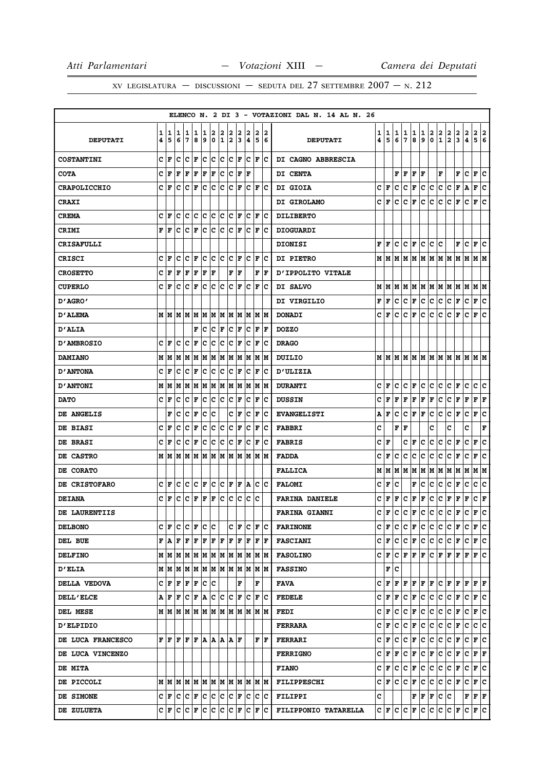ELENCO N. 2 DI 3 - VOTAZIONI DAL N. 14 AL N. 26

| DEPUTATI | 14 | 15 | 16 | 17 | 18 | 19 | 20 | 21 | 22 | 23 | 24 | 25 | 26 | DEPUTATI | 14 | 15 | 16 | 17 | 18 | 19 | 20 | 21 | 22 | 23 | 24 | 25 | 26 |
|---|---|---|---|---|---|---|---|---|---|---|---|---|---|---|---|---|---|---|---|---|---|---|---|---|---|---|---|
| COSTANTINI | C | F | C | C | F | C | C | C | C | F | C | F | C | DI CAGNO ABBRESCIA | | | | | | | | | | | | | |
| COTA | C | F | F | F | F | F | F | C | C | F | F | | | DI CENTA | | | F | F | F | F | | | F | | F | C | F | C |
| CRAPOLICCHIO | C | F | C | C | F | C | C | C | C | F | C | F | C | DI GIOIA | C | F | C | C | F | C | C | C | C | F | A | F | C |
| CRAXI | | | | | | | | | | | | | | DI GIROLAMO | C | F | C | C | F | C | C | C | C | F | C | F | C |
| CREMA | C | F | C | C | C | C | C | C | C | F | C | F | C | DILIBERTO | | | | | | | | | | | | | |
| CRIMI | F | F | C | C | F | C | C | C | C | F | C | F | C | DIOGUARDI | | | | | | | | | | | | | |
| CRISAFULLI | | | | | | | | | | | | | | DIONISI | F | F | C | C | F | C | C | C | | F | C | F | C |
| CRISCI | C | F | C | C | F | C | C | C | C | F | C | F | C | DI PIETRO | M | M | M | M | M | M | M | M | M | M | M | M | M |
| CROSETTO | C | F | F | F | F | F | F | | F | F | | F | F | D'IPPOLITO VITALE | | | | | | | | | | | | | |
| CUPERLO | C | F | C | C | F | C | C | C | C | F | C | F | C | DI SALVO | M | M | M | M | M | M | M | M | M | M | M | M | M |
| D'AGRO' | | | | | | | | | | | | | | DI VIRGILIO | F | F | C | C | F | C | C | C | C | F | C | F | C |
| D'ALEMA | M | M | M | M | M | M | M | M | M | M | M | M | M | DONADI | C | F | C | C | F | C | C | C | C | F | C | F | C |
| D'ALIA | | | | | F | C | C | F | C | F | C | F | F | DOZZO | | | | | | | | | | | | | |
| D'AMBROSIO | C | F | C | C | F | C | C | C | C | F | C | F | C | DRAGO | | | | | | | | | | | | | |
| DAMIANO | M | M | M | M | M | M | M | M | M | M | M | M | M | DUILIO | M | M | M | M | M | M | M | M | M | M | M | M | M |
| D'ANTONA | C | F | C | C | F | C | C | C | C | F | C | F | C | D'ULIZIA | | | | | | | | | | | | | |
| D'ANTONI | M | M | M | M | M | M | M | M | M | M | M | M | M | DURANTI | C | F | C | C | F | C | C | C | C | F | C | C | C |
| DATO | C | F | C | C | F | C | C | C | C | F | C | F | C | DUSSIN | C | F | F | F | F | F | F | C | C | F | F | F | F |
| DE ANGELIS | | F | C | C | F | C | C | | C | F | C | F | C | EVANGELISTI | A | F | C | C | F | F | C | C | C | F | C | F | C |
| DE BIASI | C | F | C | C | F | C | C | C | C | F | C | F | C | FABBRI | C | | F | F | | | C | | C | | C | | F |
| DE BRASI | C | F | C | C | F | C | C | C | C | F | C | F | C | FABRIS | C | F | | C | F | C | C | C | C | F | C | F | C |
| DE CASTRO | M | M | M | M | M | M | M | M | M | M | M | M | M | FADDA | C | F | C | C | C | C | C | C | C | F | C | F | C |
| DE CORATO | | | | | | | | | | | | | | FALLICA | M | M | M | M | M | M | M | M | M | M | M | M | M |
| DE CRISTOFARO | C | F | C | C | C | F | C | C | F | F | A | C | C | FALOMI | C | F | C | | F | C | C | C | C | F | C | C | C |
| DEIANA | C | F | C | C | F | F | F | C | C | C | C | C | | FARINA DANIELE | C | F | F | C | F | F | C | C | F | F | F | C | F |
| DE LAURENTIIS | | | | | | | | | | | | | | FARINA GIANNI | C | F | C | C | F | C | C | C | C | F | C | F | C |
| DELBONO | C | F | C | C | F | C | C | | C | F | C | F | C | FARINONE | C | F | C | C | F | C | C | C | C | F | C | F | C |
| DEL BUE | F | A | F | F | F | F | F | F | F | F | F | F | F | FASCIANI | C | F | C | C | F | C | C | C | C | F | C | F | C |
| DELFINO | M | M | M | M | M | M | M | M | M | M | M | M | M | FASOLINO | C | F | C | F | F | F | C | F | F | F | F | F | C |
| D'ELIA | M | M | M | M | M | M | M | M | M | M | M | M | M | FASSINO | | F | C | | | | | | | | | | |
| DELLA VEDOVA | C | F | F | F | F | C | C | | | F | | F | | FAVA | C | F | F | F | F | F | F | C | F | F | F | F | F |
| DELL'ELCE | A | F | F | C | F | A | C | C | C | F | C | F | C | FEDELE | C | F | F | C | F | C | C | C | C | F | C | F | C |
| DEL MESE | M | M | M | M | M | M | M | M | M | M | M | M | M | FEDI | C | F | C | C | F | C | C | C | C | F | C | F | C |
| D'ELPIDIO | | | | | | | | | | | | | | FERRARA | C | F | C | C | F | C | C | C | C | F | C | C | C |
| DE LUCA FRANCESCO | F | F | F | F | F | A | A | A | A | F | | F | F | FERRARI | C | F | C | C | F | C | C | C | C | F | C | F | C |
| DE LUCA VINCENZO | | | | | | | | | | | | | | FERRIGNO | C | F | F | C | F | C | F | C | C | F | C | F | F |
| DE MITA | | | | | | | | | | | | | | FIANO | C | F | C | C | F | C | C | C | C | F | C | F | C |
| DE PICCOLI | M | M | M | M | M | M | M | M | M | M | M | M | M | FILIPPESCHI | C | F | C | C | F | C | C | C | C | F | C | F | C |
| DE SIMONE | C | F | C | C | F | C | C | C | C | F | C | C | C | FILIPPI | C | | | | F | F | F | C | C | | F | F | F |
| DE ZULUETA | C | F | C | C | F | C | C | C | C | F | C | F | C | FILIPPONIO TATARELLA | C | F | C | C | F | C | C | C | C | F | C | F | C |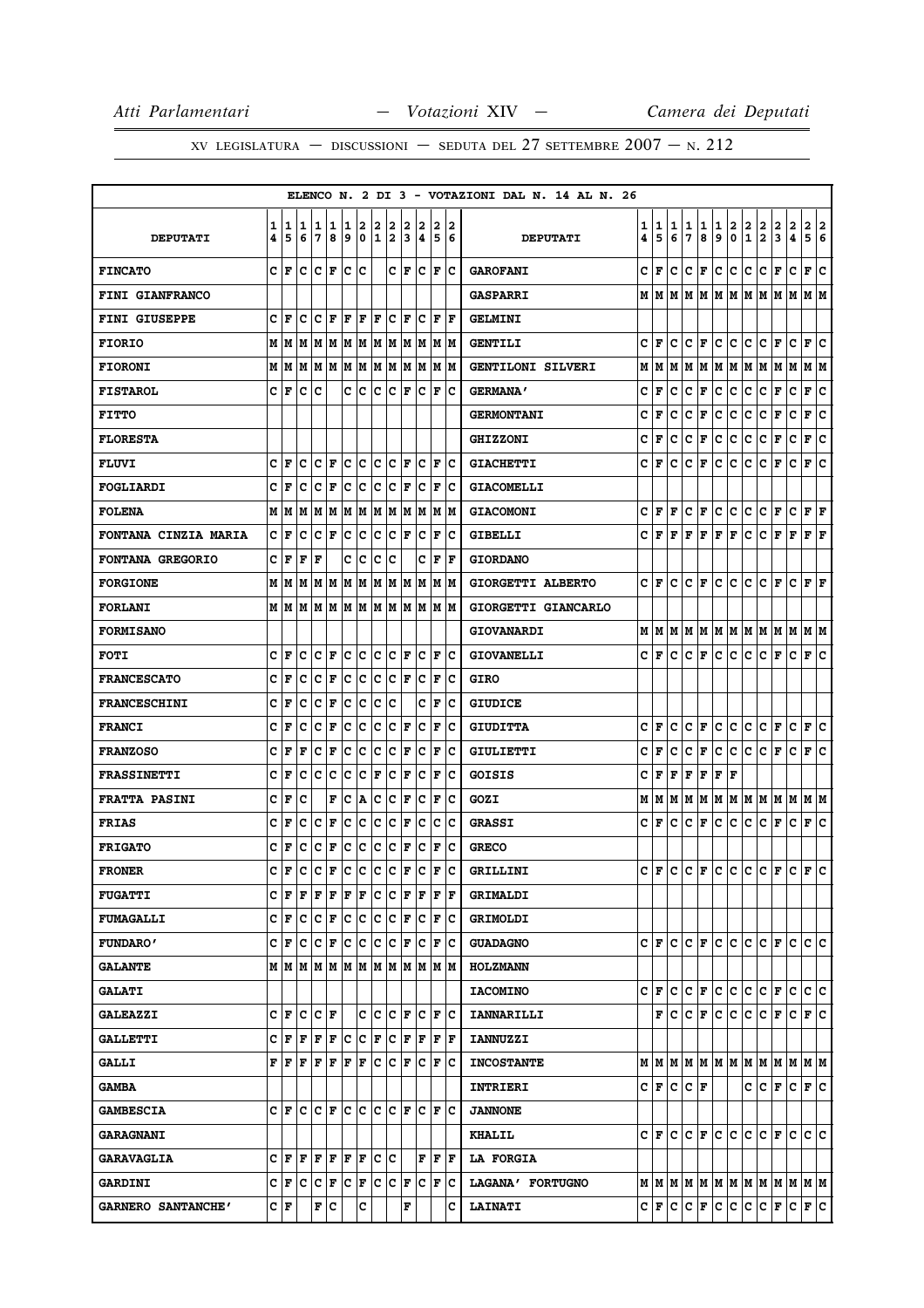XV LEGISLATURA — DISCUSSIONI — SEDUTA DEL 27 SETTEMBRE 2007 — N. 212

ELENCO N. 2 DI 3 - VOTAZIONI DAL N. 14 AL N. 26

| DEPUTATI | 14 | 15 | 16 | 17 | 18 | 19 | 20 | 21 | 22 | 23 | 24 | 25 | 26 | DEPUTATI | 14 | 15 | 16 | 17 | 18 | 19 | 20 | 21 | 22 | 23 | 24 | 25 | 26 |
|---|---|---|---|---|---|---|---|---|---|---|---|---|---|---|---|---|---|---|---|---|---|---|---|---|---|---|---|
| FINCATO | C | F | C | C | F | C | C | | C | F | C | F | C | GAROFANI | C | F | C | C | F | C | C | C | C | F | C | F | C |
| FINI GIANFRANCO | | | | | | | | | | | | | | GASPARRI | M | M | M | M | M | M | M | M | M | M | M | M | M |
| FINI GIUSEPPE | C | F | C | C | F | F | F | F | C | F | C | F | F | GELMINI | | | | | | | | | | | | | |
| FIORIO | M | M | M | M | M | M | M | M | M | M | M | M | M | GENTILI | C | F | C | C | F | C | C | C | C | F | C | F | C |
| FIORONI | M | M | M | M | M | M | M | M | M | M | M | M | M | GENTILONI SILVERI | M | M | M | M | M | M | M | M | M | M | M | M | M |
| FISTAROL | C | F | C | C | | C | C | C | C | F | C | F | C | GERMANA' | C | F | C | C | F | C | C | C | C | F | C | F | C |
| FITTO | | | | | | | | | | | | | | GERMONTANI | C | F | C | C | F | C | C | C | C | F | C | F | C |
| FLORESTA | | | | | | | | | | | | | | GHIZZONI | C | F | C | C | F | C | C | C | C | F | C | F | C |
| FLUVI | C | F | C | C | F | C | C | C | C | F | C | F | C | GIACHETTI | C | F | C | C | F | C | C | C | C | F | C | F | C |
| FOGLIARDI | C | F | C | C | F | C | C | C | C | F | C | F | C | GIACOMELLI | | | | | | | | | | | | | |
| FOLENA | M | M | M | M | M | M | M | M | M | M | M | M | M | GIACOMONI | C | F | F | C | F | C | C | C | C | F | C | F | F |
| FONTANA CINZIA MARIA | C | F | C | C | F | C | C | C | C | F | C | F | C | GIBELLI | C | F | F | F | F | F | F | C | C | F | F | F | F |
| FONTANA GREGORIO | C | F | F | F | | C | C | C | C | | C | F | F | GIORDANO | | | | | | | | | | | | | |
| FORGIONE | M | M | M | M | M | M | M | M | M | M | M | M | M | GIORGETTI ALBERTO | C | F | C | C | F | C | C | C | C | F | C | F | F |
| FORLANI | M | M | M | M | M | M | M | M | M | M | M | M | M | GIORGETTI GIANCARLO | | | | | | | | | | | | | |
| FORMISANO | | | | | | | | | | | | | | GIOVANARDI | M | M | M | M | M | M | M | M | M | M | M | M | M |
| FOTI | C | F | C | C | F | C | C | C | C | F | C | F | C | GIOVANELLI | C | F | C | C | F | C | C | C | C | F | C | F | C |
| FRANCESCATO | C | F | C | C | F | C | C | C | C | F | C | F | C | GIRO | | | | | | | | | | | | | |
| FRANCESCHINI | C | F | C | C | F | C | C | C | C | | C | F | C | GIUDICE | | | | | | | | | | | | | |
| FRANCI | C | F | C | C | F | C | C | C | C | F | C | F | C | GIUDITTA | C | F | C | C | F | C | C | C | C | F | C | F | C |
| FRANZOSO | C | F | F | C | F | C | C | C | C | F | C | F | C | GIULIETTI | C | F | C | C | F | C | C | C | C | F | C | F | C |
| FRASSINETTI | C | F | C | C | C | C | C | F | C | F | C | F | C | GOISIS | C | F | F | F | F | F | F | | | | | | |
| FRATTA PASINI | C | F | C | | F | C | A | C | C | F | C | F | C | GOZI | M | M | M | M | M | M | M | M | M | M | M | M | M |
| FRIAS | C | F | C | C | F | C | C | C | C | F | C | C | C | GRASSI | C | F | C | C | F | C | C | C | C | F | C | F | C |
| FRIGATO | C | F | C | C | F | C | C | C | C | F | C | F | C | GRECO | | | | | | | | | | | | | |
| FRONER | C | F | C | C | F | C | C | C | C | F | C | F | C | GRILLINI | C | F | C | C | F | C | C | C | C | F | C | F | C |
| FUGATTI | C | F | F | F | F | F | F | C | C | F | F | F | F | GRIMALDI | | | | | | | | | | | | | |
| FUMAGALLI | C | F | C | C | F | C | C | C | C | F | C | F | C | GRIMOLDI | | | | | | | | | | | | | |
| FUNDARO' | C | F | C | C | F | C | C | C | C | F | C | F | C | GUADAGNO | C | F | C | C | F | C | C | C | C | F | C | C | C |
| GALANTE | M | M | M | M | M | M | M | M | M | M | M | M | M | HOLZMANN | | | | | | | | | | | | | |
| GALATI | | | | | | | | | | | | | | IACOMINO | C | F | C | C | F | C | C | C | C | F | C | C | C |
| GALEAZZI | C | F | C | C | F | | C | C | C | F | C | F | C | IANNARILLI | | F | C | C | F | C | C | C | C | F | C | F | C |
| GALLETTI | C | F | F | F | F | C | C | F | C | F | F | F | F | IANNUZZI | | | | | | | | | | | | | |
| GALLI | F | F | F | F | F | F | F | C | C | F | C | F | C | INCOSTANTE | M | M | M | M | M | M | M | M | M | M | M | M | M |
| GAMBA | | | | | | | | | | | | | | INTRIERI | C | F | C | C | F | | | C | C | F | C | F | C |
| GAMBESCIA | C | F | C | C | F | C | C | C | C | F | C | F | C | JANNONE | | | | | | | | | | | | | |
| GARAGNANI | | | | | | | | | | | | | | KHALIL | C | F | C | C | F | C | C | C | C | F | C | C | C |
| GARAVAGLIA | C | F | F | F | F | F | F | C | C | | F | F | F | LA FORGIA | | | | | | | | | | | | | |
| GARDINI | C | F | C | C | F | C | F | C | C | F | C | F | C | LAGANA' FORTUGNO | M | M | M | M | M | M | M | M | M | M | M | M | M |
| GARNERO SANTANCHE' | C | F | | F | C | | C | | | F | | | C | LAINATI | C | F | C | C | F | C | C | C | C | F | C | F | C |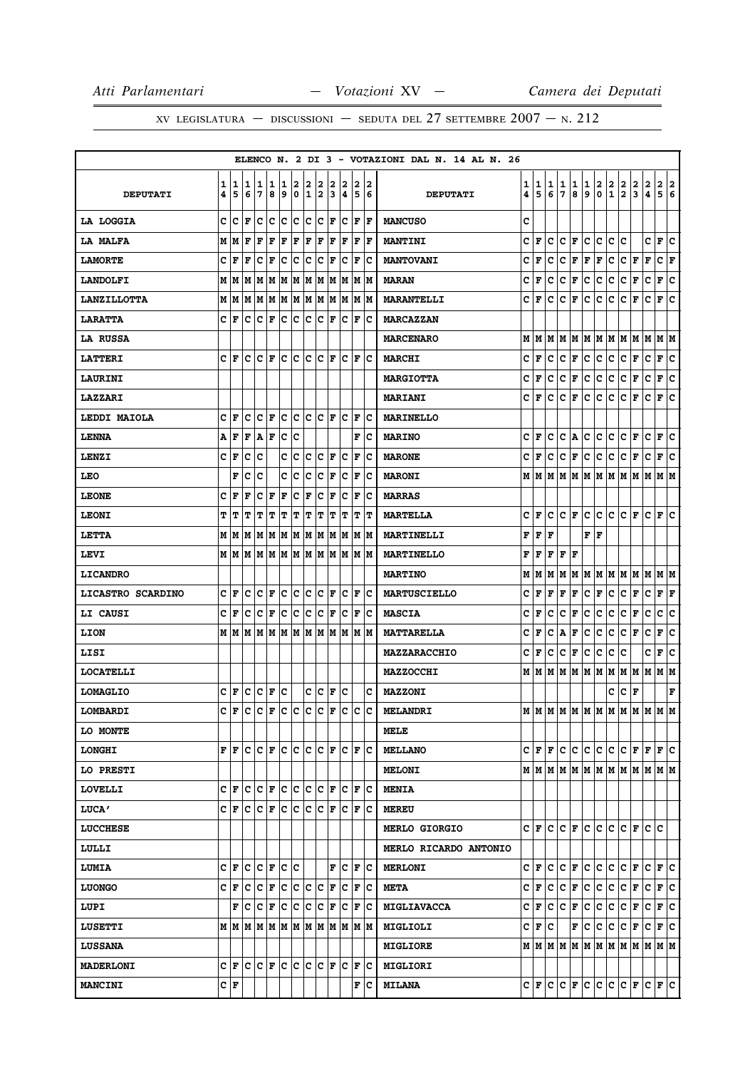ELENCO N. 2 DI 3 - VOTAZIONI DAL N. 14 AL N. 26

| DEPUTATI | 14 | 15 | 16 | 17 | 18 | 19 | 20 | 21 | 22 | 23 | 24 | 25 | 26 | DEPUTATI | 14 | 15 | 16 | 17 | 18 | 19 | 20 | 21 | 22 | 23 | 24 | 25 | 26 |
|---|---|---|---|---|---|---|---|---|---|---|---|---|---|---|---|---|---|---|---|---|---|---|---|---|---|---|---|
| LA LOGGIA | C | C | F | C | C | C | C | C | C | F | C | F | F | MANCUSO | C | | | | | | | | | | | | |
| LA MALFA | M | M | F | F | F | F | F | F | F | F | F | F | F | MANTINI | C | F | C | C | F | C | C | C | C | | C | F | C |
| LAMORTE | C | F | F | C | F | C | C | C | C | F | C | F | C | MANTOVANI | C | F | C | C | F | F | F | C | C | F | F | C | F |
| LANDOLFI | M | M | M | M | M | M | M | M | M | M | M | M | M | MARAN | C | F | C | C | F | C | C | C | C | F | C | F | C |
| LANZILLOTTA | M | M | M | M | M | M | M | M | M | M | M | M | M | MARANTELLI | C | F | C | C | F | C | C | C | C | F | C | F | C |
| LARATTA | C | F | C | C | F | C | C | C | C | F | C | F | C | MARCAZZAN | | | | | | | | | | | | | |
| LA RUSSA | | | | | | | | | | | | | | MARCENARO | M | M | M | M | M | M | M | M | M | M | M | M | M |
| LATTERI | C | F | C | C | F | C | C | C | C | F | C | F | C | MARCHI | C | F | C | C | F | C | C | C | C | F | C | F | C |
| LAURINI | | | | | | | | | | | | | | MARGIOTTA | C | F | C | C | F | C | C | C | C | F | C | F | C |
| LAZZARI | | | | | | | | | | | | | | MARIANI | C | F | C | C | F | C | C | C | C | F | C | F | C |
| LEDDI MAIOLA | C | F | C | C | F | C | C | C | C | F | C | F | C | MARINELLO | | | | | | | | | | | | | |
| LENNA | A | F | F | A | F | C | C | | | | | F | C | MARINO | C | F | C | C | A | C | C | C | C | F | C | F | C |
| LENZI | C | F | C | C | | C | C | C | C | F | C | F | C | MARONE | C | F | C | C | F | C | C | C | C | F | C | F | C |
| LEO | | F | C | C | | C | C | C | C | F | C | F | C | MARONI | M | M | M | M | M | M | M | M | M | M | M | M | M |
| LEONE | C | F | F | C | F | F | C | F | C | F | C | F | C | MARRAS | | | | | | | | | | | | | |
| LEONI | T | T | T | T | T | T | T | T | T | T | T | T | T | MARTELLA | C | F | C | C | F | C | C | C | C | F | C | F | C |
| LETTA | M | M | M | M | M | M | M | M | M | M | M | M | M | MARTINELLI | F | F | F | | | F | F | | | | | | |
| LEVI | M | M | M | M | M | M | M | M | M | M | M | M | M | MARTINELLO | F | F | F | F | F | | | | | | | | |
| LICANDRO | | | | | | | | | | | | | | MARTINO | M | M | M | M | M | M | M | M | M | M | M | M | M |
| LICASTRO SCARDINO | C | F | C | C | F | C | C | C | C | F | C | F | C | MARTUSCIELLO | C | F | F | F | F | C | F | C | C | F | C | F | F |
| LI CAUSI | C | F | C | C | F | C | C | C | C | F | C | F | C | MASCIA | C | F | C | C | F | C | C | C | C | F | C | C | C |
| LION | M | M | M | M | M | M | M | M | M | M | M | M | M | MATTARELLA | C | F | C | A | F | C | C | C | C | F | C | F | C |
| LISI | | | | | | | | | | | | | | MAZZARACCHIO | C | F | C | C | F | C | C | C | C | | C | F | C |
| LOCATELLI | | | | | | | | | | | | | | MAZZOCCHI | M | M | M | M | M | M | M | M | M | M | M | M | M |
| LOMAGLIO | C | F | C | C | F | C | | C | C | F | C | | C | MAZZONI | | | | | | | | C | C | F | | | F |
| LOMBARDI | C | F | C | C | F | C | C | C | C | F | C | C | C | MELANDRI | M | M | M | M | M | M | M | M | M | M | M | M | M |
| LO MONTE | | | | | | | | | | | | | | MELE | | | | | | | | | | | | | |
| LONGHI | F | F | C | C | F | C | C | C | C | F | C | F | C | MELLANO | C | F | F | C | C | C | C | C | C | F | F | F | C |
| LO PRESTI | | | | | | | | | | | | | | MELONI | M | M | M | M | M | M | M | M | M | M | M | M | M |
| LOVELLI | C | F | C | C | F | C | C | C | C | F | C | F | C | MENIA | | | | | | | | | | | | | |
| LUCA' | C | F | C | C | F | C | C | C | C | F | C | F | C | MEREU | | | | | | | | | | | | | |
| LUCCHESE | | | | | | | | | | | | | | MERLO GIORGIO | C | F | C | C | F | C | C | C | C | F | C | C | |
| LULLI | | | | | | | | | | | | | | MERLO RICARDO ANTONIO | | | | | | | | | | | | | |
| LUMIA | C | F | C | C | F | C | C | | | F | C | F | C | MERLONI | C | F | C | C | F | C | C | C | C | F | C | F | C |
| LUONGO | C | F | C | C | F | C | C | C | C | F | C | F | C | META | C | F | C | C | F | C | C | C | C | F | C | F | C |
| LUPI | | F | C | C | F | C | C | C | C | F | C | F | C | MIGLIAVACCA | C | F | C | C | F | C | C | C | C | F | C | F | C |
| LUSETTI | M | M | M | M | M | M | M | M | M | M | M | M | M | MIGLIOLI | C | F | C | | F | C | C | C | C | F | C | F | C |
| LUSSANA | | | | | | | | | | | | | | MIGLIORE | M | M | M | M | M | M | M | M | M | M | M | M | M |
| MADERLONI | C | F | C | C | F | C | C | C | C | F | C | F | C | MIGLIORI | | | | | | | | | | | | | |
| MANCINI | C | F | | | | | | | | | | F | C | MILANA | C | F | C | C | F | C | C | C | C | F | C | F | C |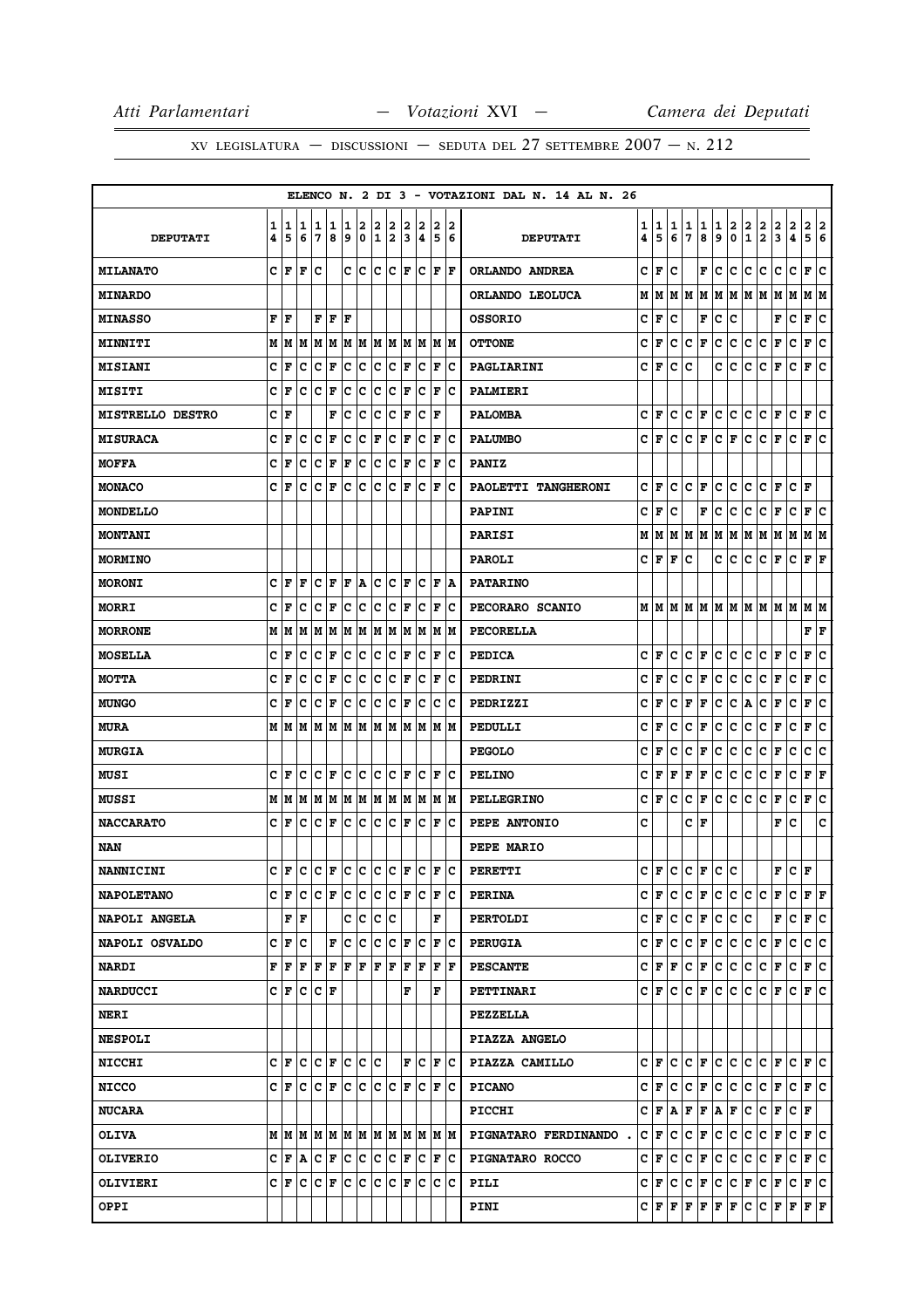XV LEGISLATURA — DISCUSSIONI — SEDUTA DEL 27 SETTEMBRE 2007 — N. 212

ELENCO N. 2 DI 3 - VOTAZIONI DAL N. 14 AL N. 26

| DEPUTATI | 14 | 15 | 16 | 17 | 18 | 19 | 20 | 21 | 22 | 23 | 24 | 25 | 26 | DEPUTATI | 14 | 15 | 16 | 17 | 18 | 19 | 20 | 21 | 22 | 23 | 24 | 25 | 26 |
|---|---|---|---|---|---|---|---|---|---|---|---|---|---|---|---|---|---|---|---|---|---|---|---|---|---|---|---|
| MILANATO | C | F | F | C | | C | C | C | C | F | C | F | F | ORLANDO ANDREA | C | F | C | | F | C | C | C | C | C | C | F | C |
| MINARDO | | | | | | | | | | | | | | ORLANDO LEOLUCA | M | M | M | M | M | M | M | M | M | M | M | M | M |
| MINASSO | F | F | | F | F | F | | | | | | | | OSSORIO | C | F | C | | F | C | C | | | F | C | F | C |
| MINNITI | M | M | M | M | M | M | M | M | M | M | M | M | M | OTTONE | C | F | C | C | F | C | C | C | C | F | C | F | C |
| MISIANI | C | F | C | C | F | C | C | C | C | F | C | F | C | PAGLIARINI | C | F | C | C | | C | C | C | C | F | C | F | C |
| MISITI | C | F | C | C | F | C | C | C | C | F | C | F | C | PALMIERI | | | | | | | | | | | | | |
| MISTRELLO DESTRO | C | F | | | F | C | C | C | C | F | C | F | | PALOMBA | C | F | C | C | F | C | C | C | C | F | C | F | C |
| MISURACA | C | F | C | C | F | C | C | F | C | F | C | F | C | PALUMBO | C | F | C | C | F | C | F | C | C | F | C | F | C |
| MOFFA | C | F | C | C | F | F | C | C | C | F | C | F | C | PANIZ | | | | | | | | | | | | | |
| MONACO | C | F | C | C | F | C | C | C | C | F | C | F | C | PAOLETTI TANGHERONI | C | F | C | C | F | C | C | C | C | F | C | F | |
| MONDELLO | | | | | | | | | | | | | | PAPINI | C | F | C | | F | C | C | C | C | F | C | F | C |
| MONTANI | | | | | | | | | | | | | | PARISI | M | M | M | M | M | M | M | M | M | M | M | M | M |
| MORMINO | | | | | | | | | | | | | | PAROLI | C | F | F | C | | C | C | C | C | F | C | F | F |
| MORONI | C | F | F | C | F | F | A | C | C | F | C | F | A | PATARINO | | | | | | | | | | | | | |
| MORRI | C | F | C | C | F | C | C | C | C | F | C | F | C | PECORARO SCANIO | M | M | M | M | M | M | M | M | M | M | M | M | M |
| MORRONE | M | M | M | M | M | M | M | M | M | M | M | M | M | PECORELLA | | | | | | | | | | | | F | F |
| MOSELLA | C | F | C | C | F | C | C | C | C | F | C | F | C | PEDICA | C | F | C | C | F | C | C | C | C | F | C | F | C |
| MOTTA | C | F | C | C | F | C | C | C | C | F | C | F | C | PEDRINI | C | F | C | C | F | C | C | C | C | F | C | F | C |
| MUNGO | C | F | C | C | F | C | C | C | C | F | C | C | C | PEDRIZZI | C | F | C | F | F | C | C | A | C | F | C | F | C |
| MURA | M | M | M | M | M | M | M | M | M | M | M | M | M | PEDULLI | C | F | C | C | F | C | C | C | C | F | C | F | C |
| MURGIA | | | | | | | | | | | | | | PEGOLO | C | F | C | C | F | C | C | C | C | F | C | C | C |
| MUSI | C | F | C | C | F | C | C | C | C | F | C | F | C | PELINO | C | F | F | F | F | C | C | C | C | F | C | F | F |
| MUSSI | M | M | M | M | M | M | M | M | M | M | M | M | M | PELLEGRINO | C | F | C | C | F | C | C | C | C | F | C | F | C |
| NACCARATO | C | F | C | C | F | C | C | C | C | F | C | F | C | PEPE ANTONIO | C | | | C | F | | | | | F | C | | C |
| NAN | | | | | | | | | | | | | | PEPE MARIO | | | | | | | | | | | | | |
| NANNICINI | C | F | C | C | F | C | C | C | C | F | C | F | C | PERETTI | C | F | C | C | F | C | C | | | F | C | F | |
| NAPOLETANO | C | F | C | C | F | C | C | C | C | F | C | F | C | PERINA | C | F | C | C | F | C | C | C | C | F | C | F | F |
| NAPOLI ANGELA | | F | F | | | C | C | C | C | | | F | | PERTOLDI | C | F | C | C | F | C | C | C | | F | C | F | C |
| NAPOLI OSVALDO | C | F | C | | F | C | C | C | C | F | C | F | C | PERUGIA | C | F | C | C | F | C | C | C | C | F | C | C | C |
| NARDI | F | F | F | F | F | F | F | F | F | F | F | F | F | PESCANTE | C | F | F | C | F | C | C | C | C | F | C | F | C |
| NARDUCCI | C | F | C | C | F | | | | | F | | F | | PETTINARI | C | F | C | C | F | C | C | C | C | F | C | F | C |
| NERI | | | | | | | | | | | | | | PEZZELLA | | | | | | | | | | | | | |
| NESPOLI | | | | | | | | | | | | | | PIAZZA ANGELO | | | | | | | | | | | | | |
| NICCHI | C | F | C | C | F | C | C | C | | F | C | F | C | PIAZZA CAMILLO | C | F | C | C | F | C | C | C | C | F | C | F | C |
| NICCO | C | F | C | C | F | C | C | C | C | F | C | F | C | PICANO | C | F | C | C | F | C | C | C | C | F | C | F | C |
| NUCARA | | | | | | | | | | | | | | PICCHI | C | F | A | F | F | A | F | C | C | F | C | F | |
| OLIVA | M | M | M | M | M | M | M | M | M | M | M | M | M | PIGNATARO FERDINANDO . | C | F | C | C | F | C | C | C | C | F | C | F | C |
| OLIVERIO | C | F | A | C | F | C | C | C | C | F | C | F | C | PIGNATARO ROCCO | C | F | C | C | F | C | C | C | C | F | C | F | C |
| OLIVIERI | C | F | C | C | F | C | C | C | C | F | C | C | C | PILI | C | F | C | C | F | C | C | F | C | F | C | F | C |
| OPPI | | | | | | | | | | | | | | PINI | C | F | F | F | F | F | F | C | C | F | F | F | F |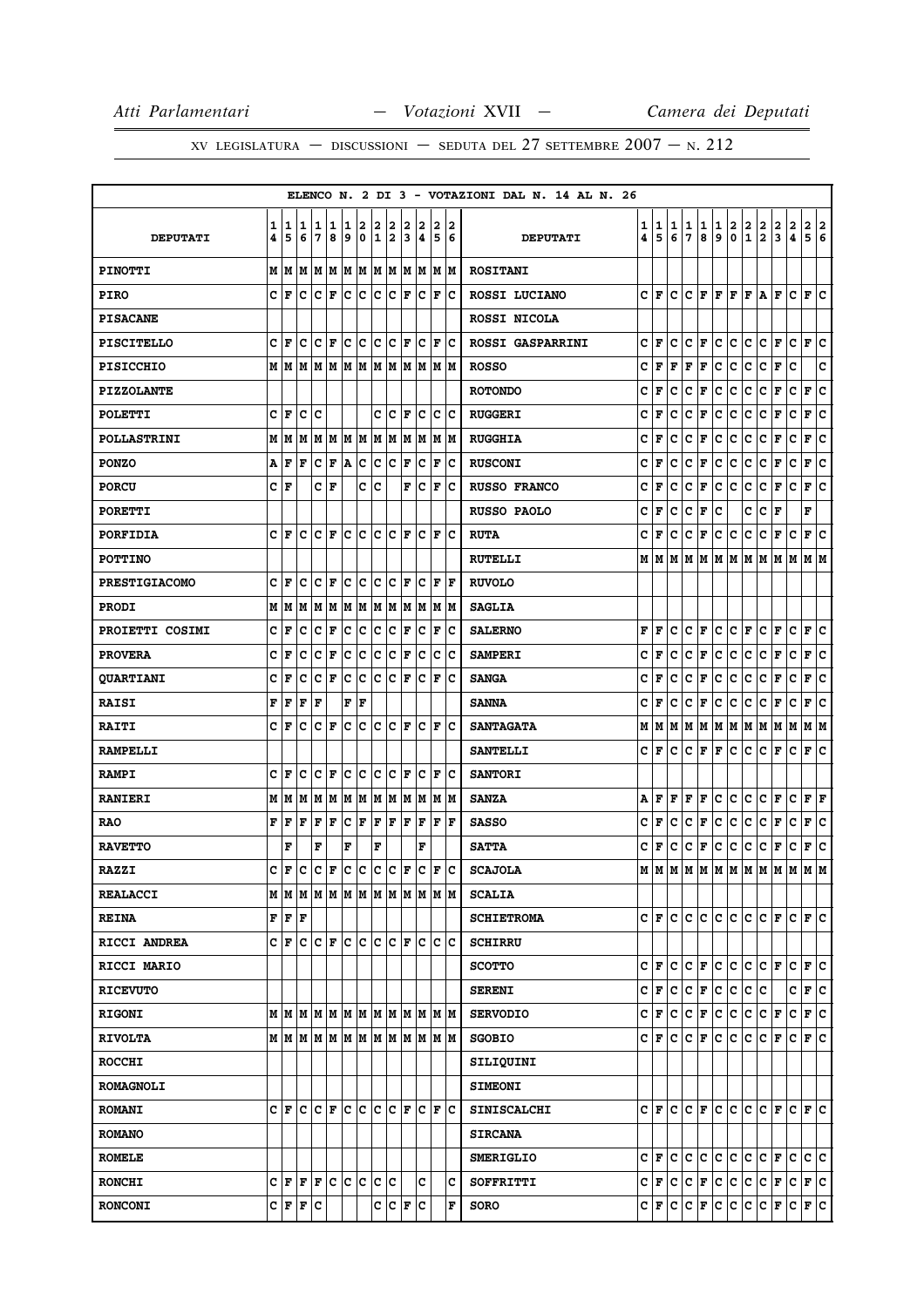ELENCO N. 2 DI 3 - VOTAZIONI DAL N. 14 AL N. 26

| DEPUTATI | 14 | 15 | 16 | 17 | 18 | 19 | 20 | 21 | 22 | 23 | 24 | 25 | 26 | DEPUTATI | 14 | 15 | 16 | 17 | 18 | 19 | 20 | 21 | 22 | 23 | 24 | 25 | 26 |
|---|---|---|---|---|---|---|---|---|---|---|---|---|---|---|---|---|---|---|---|---|---|---|---|---|---|---|---|
| PINOTTI | M | M | M | M | M | M | M | M | M | M | M | M | M | ROSITANI | | | | | | | | | | | | | |
| PIRO | C | F | C | C | F | C | C | C | C | F | C | F | C | ROSSI LUCIANO | C | F | C | C | F | F | F | F | A | F | C | F | C |
| PISACANE | | | | | | | | | | | | | | ROSSI NICOLA | | | | | | | | | | | | | |
| PISCITELLO | C | F | C | C | F | C | C | C | C | F | C | F | C | ROSSI GASPARRINI | C | F | C | C | F | C | C | C | C | F | C | F | C |
| PISICCHIO | M | M | M | M | M | M | M | M | M | M | M | M | M | ROSSO | C | F | F | F | F | C | C | C | C | F | C | | C |
| PIZZOLANTE | | | | | | | | | | | | | | ROTONDO | C | F | C | C | F | C | C | C | C | F | C | F | C |
| POLETTI | C | F | C | C | | | | C | C | F | C | C | C | RUGGERI | C | F | C | C | F | C | C | C | C | F | C | F | C |
| POLLASTRINI | M | M | M | M | M | M | M | M | M | M | M | M | M | RUGGHIA | C | F | C | C | F | C | C | C | C | F | C | F | C |
| PONZO | A | F | F | C | F | A | C | C | C | F | C | F | C | RUSCONI | C | F | C | C | F | C | C | C | C | F | C | F | C |
| PORCU | C | F | | C | F | | C | C | | F | C | F | C | RUSSO FRANCO | C | F | C | C | F | C | C | C | C | F | C | F | C |
| PORETTI | | | | | | | | | | | | | | RUSSO PAOLO | C | F | C | C | F | C | | C | C | F | | F | |
| PORFIDIA | C | F | C | C | F | C | C | C | C | F | C | F | C | RUTA | C | F | C | C | F | C | C | C | C | F | C | F | C |
| POTTINO | | | | | | | | | | | | | | RUTELLI | M | M | M | M | M | M | M | M | M | M | M | M | M |
| PRESTIGIACOMO | C | F | C | C | F | C | C | C | C | F | C | F | F | RUVOLO | | | | | | | | | | | | | |
| PRODI | M | M | M | M | M | M | M | M | M | M | M | M | M | SAGLIA | | | | | | | | | | | | | |
| PROIETTI COSIMI | C | F | C | C | F | C | C | C | C | F | C | F | C | SALERNO | F | F | C | C | F | C | C | F | C | F | C | F | C |
| PROVERA | C | F | C | C | F | C | C | C | C | F | C | C | C | SAMPERI | C | F | C | C | F | C | C | C | C | F | C | F | C |
| QUARTIANI | C | F | C | C | F | C | C | C | C | F | C | F | C | SANGA | C | F | C | C | F | C | C | C | C | F | C | F | C |
| RAISI | F | F | F | F | | F | F | | | | | | | SANNA | C | F | C | C | F | C | C | C | C | F | C | F | C |
| RAITI | C | F | C | C | F | C | C | C | C | F | C | F | C | SANTAGATA | M | M | M | M | M | M | M | M | M | M | M | M | M |
| RAMPELLI | | | | | | | | | | | | | | SANTELLI | C | F | C | C | F | F | C | C | C | F | C | F | C |
| RAMPI | C | F | C | C | F | C | C | C | C | F | C | F | C | SANTORI | | | | | | | | | | | | | |
| RANIERI | M | M | M | M | M | M | M | M | M | M | M | M | M | SANZA | A | F | F | F | F | C | C | C | C | F | C | F | F |
| RAO | F | F | F | F | F | C | F | F | F | F | F | F | F | SASSO | C | F | C | C | F | C | C | C | C | F | C | F | C |
| RAVETTO | | F | | F | | F | | F | | | F | | | SATTA | C | F | C | C | F | C | C | C | C | F | C | F | C |
| RAZZI | C | F | C | C | F | C | C | C | C | F | C | F | C | SCAJOLA | M | M | M | M | M | M | M | M | M | M | M | M | M |
| REALACCI | M | M | M | M | M | M | M | M | M | M | M | M | M | SCALIA | | | | | | | | | | | | | |
| REINA | F | F | F | | | | | | | | | | | SCHIETROMA | C | F | C | C | C | C | C | C | C | F | C | F | C |
| RICCI ANDREA | C | F | C | C | F | C | C | C | C | F | C | C | C | SCHIRRU | | | | | | | | | | | | | |
| RICCI MARIO | | | | | | | | | | | | | | SCOTTO | C | F | C | C | F | C | C | C | C | F | C | F | C |
| RICEVUTO | | | | | | | | | | | | | | SERENI | C | F | C | C | F | C | C | C | C | | C | F | C |
| RIGONI | M | M | M | M | M | M | M | M | M | M | M | M | M | SERVODIO | C | F | C | C | F | C | C | C | C | F | C | F | C |
| RIVOLTA | M | M | M | M | M | M | M | M | M | M | M | M | M | SGOBIO | C | F | C | C | F | C | C | C | C | F | C | F | C |
| ROCCHI | | | | | | | | | | | | | | SILIQUINI | | | | | | | | | | | | | |
| ROMAGNOLI | | | | | | | | | | | | | | SIMEONI | | | | | | | | | | | | | |
| ROMANI | C | F | C | C | F | C | C | C | C | F | C | F | C | SINISCALCHI | C | F | C | C | F | C | C | C | C | F | C | F | C |
| ROMANO | | | | | | | | | | | | | | SIRCANA | | | | | | | | | | | | | |
| ROMELE | | | | | | | | | | | | | | SMERIGLIO | C | F | C | C | C | C | C | C | C | F | C | C | C |
| RONCHI | C | F | F | F | C | C | C | C | C | | C | | C | SOFFRITTI | C | F | C | C | F | C | C | C | C | F | C | F | C |
| RONCONI | C | F | F | C | | | | C | C | F | C | | F | SORO | C | F | C | C | F | C | C | C | C | F | C | F | C |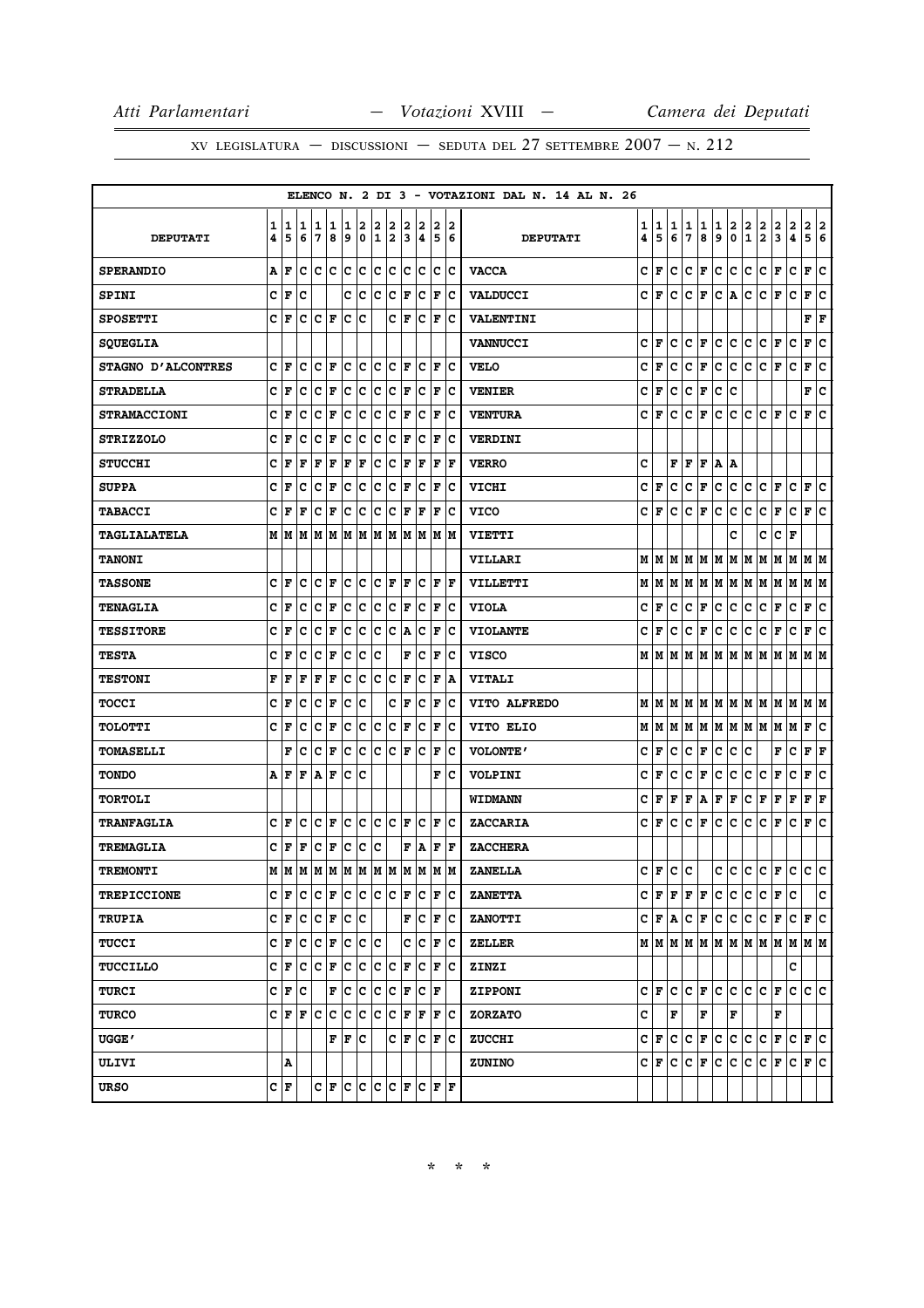ELENCO N. 2 DI 3 - VOTAZIONI DAL N. 14 AL N. 26

| DEPUTATI | 14 | 15 | 16 | 17 | 18 | 19 | 20 | 21 | 22 | 23 | 24 | 25 | 26 | DEPUTATI | 14 | 15 | 16 | 17 | 18 | 19 | 20 | 21 | 22 | 23 | 24 | 25 | 26 |
|---|---|---|---|---|---|---|---|---|---|---|---|---|---|---|---|---|---|---|---|---|---|---|---|---|---|---|---|
| SPERANDIO | A | F | C | C | C | C | C | C | C | C | C | C | C | VACCA | C | F | C | C | F | C | C | C | C | F | C | F | C |
| SPINI | C | F | C | | | C | C | C | C | F | C | F | C | VALDUCCI | C | F | C | C | F | C | A | C | C | F | C | F | C |
| SPOSETTI | C | F | C | C | F | C | C | | C | F | C | F | C | VALENTINI | | | | | | | | | | | | F | F |
| SQUEGLIA | | | | | | | | | | | | | | VANNUCCI | C | F | C | C | F | C | C | C | C | F | C | F | C |
| STAGNO D'ALCONTRES | C | F | C | C | F | C | C | C | C | F | C | F | C | VELO | C | F | C | C | F | C | C | C | C | F | C | F | C |
| STRADELLA | C | F | C | C | F | C | C | C | C | F | C | F | C | VENIER | C | F | C | C | F | C | C | | | | | F | C |
| STRAMACCIONI | C | F | C | C | F | C | C | C | C | F | C | F | C | VENTURA | C | F | C | C | F | C | C | C | C | F | C | F | C |
| STRIZZOLO | C | F | C | C | F | C | C | C | C | F | C | F | C | VERDINI | | | | | | | | | | | | | |
| STUCCHI | C | F | F | F | F | F | F | C | C | F | F | F | F | VERRO | C | | F | F | F | A | A | | | | | | |
| SUPPA | C | F | C | C | F | C | C | C | C | F | C | F | C | VICHI | C | F | C | C | F | C | C | C | C | F | C | F | C |
| TABACCI | C | F | F | C | F | C | C | C | C | F | F | F | C | VICO | C | F | C | C | F | C | C | C | C | F | C | F | C |
| TAGLIALATELA | M | M | M | M | M | M | M | M | M | M | M | M | M | VIETTI | | | | | | C | | | C | C | F | | |
| TANONI | | | | | | | | | | | | | | VILLARI | M | M | M | M | M | M | M | M | M | M | M | M | M |
| TASSONE | C | F | C | C | F | C | C | C | F | F | C | F | F | VILLETTI | M | M | M | M | M | M | M | M | M | M | M | M | M |
| TENAGLIA | C | F | C | C | F | C | C | C | C | F | C | F | C | VIOLA | C | F | C | C | F | C | C | C | C | F | C | F | C |
| TESSITORE | C | F | C | C | F | C | C | C | C | A | C | F | C | VIOLANTE | C | F | C | C | F | C | C | C | C | F | C | F | C |
| TESTA | C | F | C | C | F | C | C | C | | F | C | F | C | VISCO | M | M | M | M | M | M | M | M | M | M | M | M | M |
| TESTONI | F | F | F | F | F | C | C | C | C | F | C | F | A | VITALI | | | | | | | | | | | | | |
| TOCCI | C | F | C | C | F | C | C | | C | F | C | F | C | VITO ALFREDO | M | M | M | M | M | M | M | M | M | M | M | M | M |
| TOLOTTI | C | F | C | C | F | C | C | C | C | F | C | F | C | VITO ELIO | M | M | M | M | M | M | M | M | M | M | M | F | C |
| TOMASELLI | | F | C | C | F | C | C | C | C | F | C | F | C | VOLONTE' | C | F | C | C | F | C | C | C | | F | C | F | F |
| TONDO | A | F | F | A | F | C | C | | | | | F | C | VOLPINI | C | F | C | C | F | C | C | C | C | F | C | F | C |
| TORTOLI | | | | | | | | | | | | | | WIDMANN | C | F | F | F | A | F | F | C | F | F | F | F | F |
| TRANFAGLIA | C | F | C | C | F | C | C | C | C | F | C | F | C | ZACCARIA | C | F | C | C | F | C | C | C | C | F | C | F | C |
| TREMAGLIA | C | F | F | C | F | C | C | C | | F | A | F | F | ZACCHERA | | | | | | | | | | | | | |
| TREMONTI | M | M | M | M | M | M | M | M | M | M | M | M | M | ZANELLA | C | F | C | C | | C | C | C | C | F | C | C | C |
| TREPICCIONE | C | F | C | C | F | C | C | C | C | F | C | F | C | ZANETTA | C | F | F | F | F | C | C | C | C | F | C | | C |
| TRUPIA | C | F | C | C | F | C | C | | | F | C | F | C | ZANOTTI | C | F | A | C | F | C | C | C | C | F | C | F | C |
| TUCCI | C | F | C | C | F | C | C | C | | C | C | F | C | ZELLER | M | M | M | M | M | M | M | M | M | M | M | M | M |
| TUCCILLO | C | F | C | C | F | C | C | C | C | F | C | F | C | ZINZI | | | | | | | | | | | C | | |
| TURCI | C | F | C | | F | C | C | C | C | F | C | F | | ZIPPONI | C | F | C | C | F | C | C | C | C | F | C | C | C |
| TURCO | C | F | F | C | C | C | C | C | C | F | F | F | C | ZORZATO | C | | F | | F | | F | | | F | | | |
| UGGE' | | | | | F | F | C | | C | F | C | F | C | ZUCCHI | C | F | C | C | F | C | C | C | C | F | C | F | C |
| ULIVI | | A | | | | | | | | | | | | ZUNINO | C | F | C | C | F | C | C | C | C | F | C | F | C |
| URSO | C | F | | C | F | C | C | C | C | F | C | F | F | | | | | | | | | | | | | | |

\* \* \*